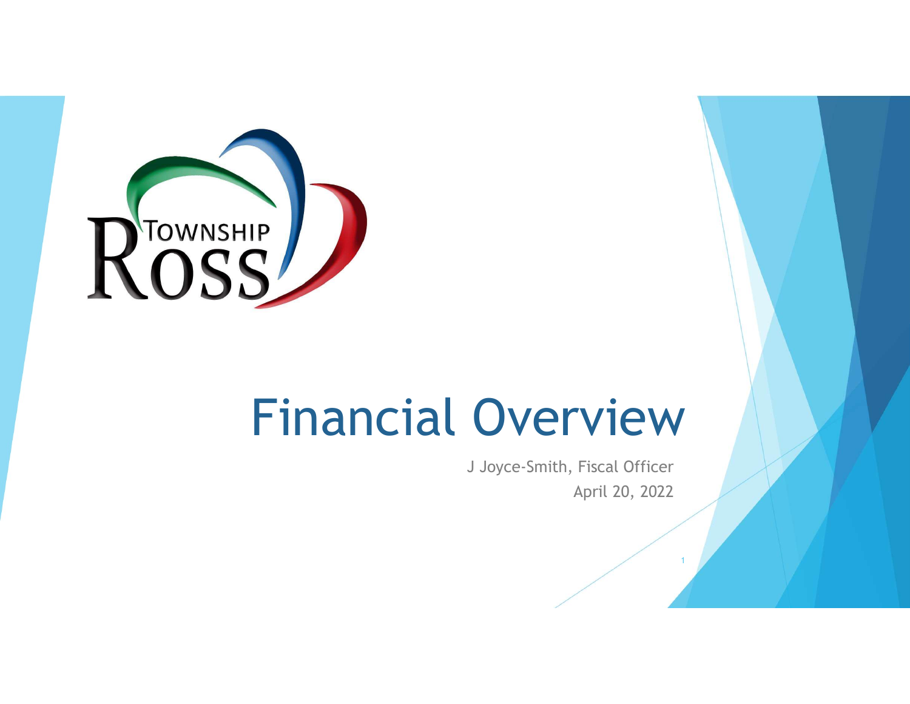Ross Township

# Financial Overview

J Joyce-Smith, Fiscal Officer

April 20, 2022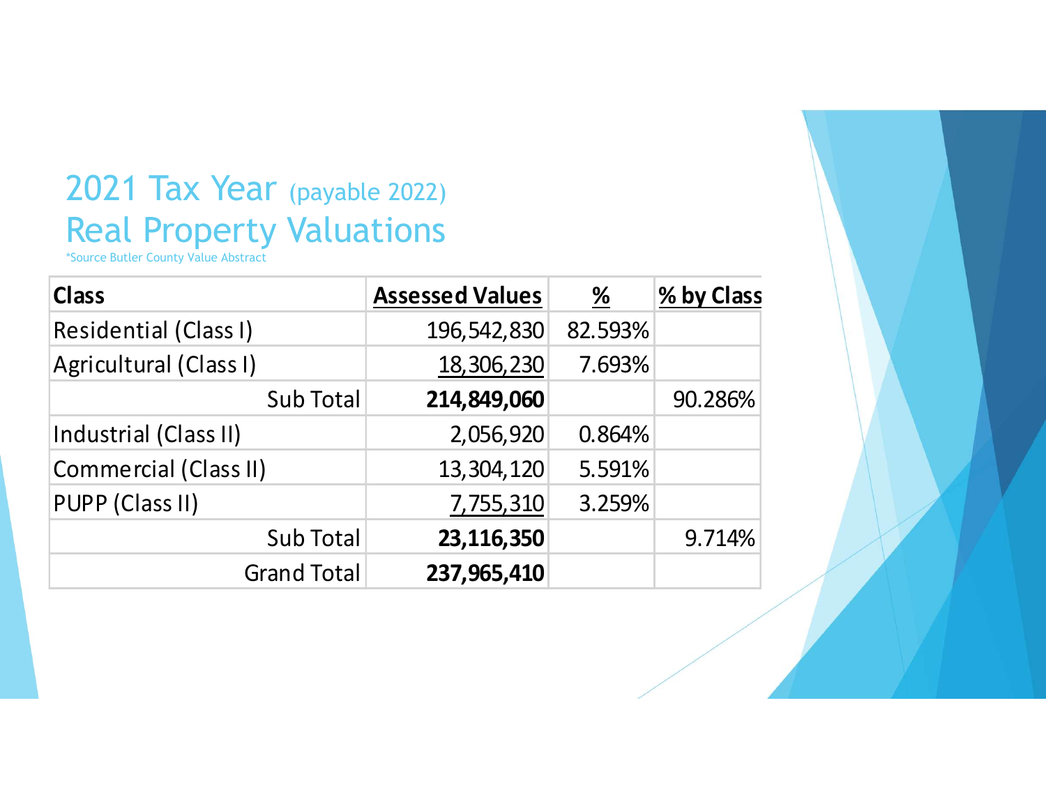# 2021 Tax Year (payable 2022)
# Real Property Valuations

*Source Butler County Value Abstract

| Class | Assessed Values | % | % by Class |
|---|---|---|---|
| Residential (Class I) | 196,542,830 | 82.593% | |
| Agricultural (Class I) | 18,306,230 | 7.693% | |
| Sub Total | **214,849,060** | | 90.286% |
| Industrial (Class II) | 2,056,920 | 0.864% | |
| Commercial (Class II) | 13,304,120 | 5.591% | |
| PUPP (Class II) | 7,755,310 | 3.259% | |
| Sub Total | **23,116,350** | | 9.714% |
| Grand Total | **237,965,410** | | |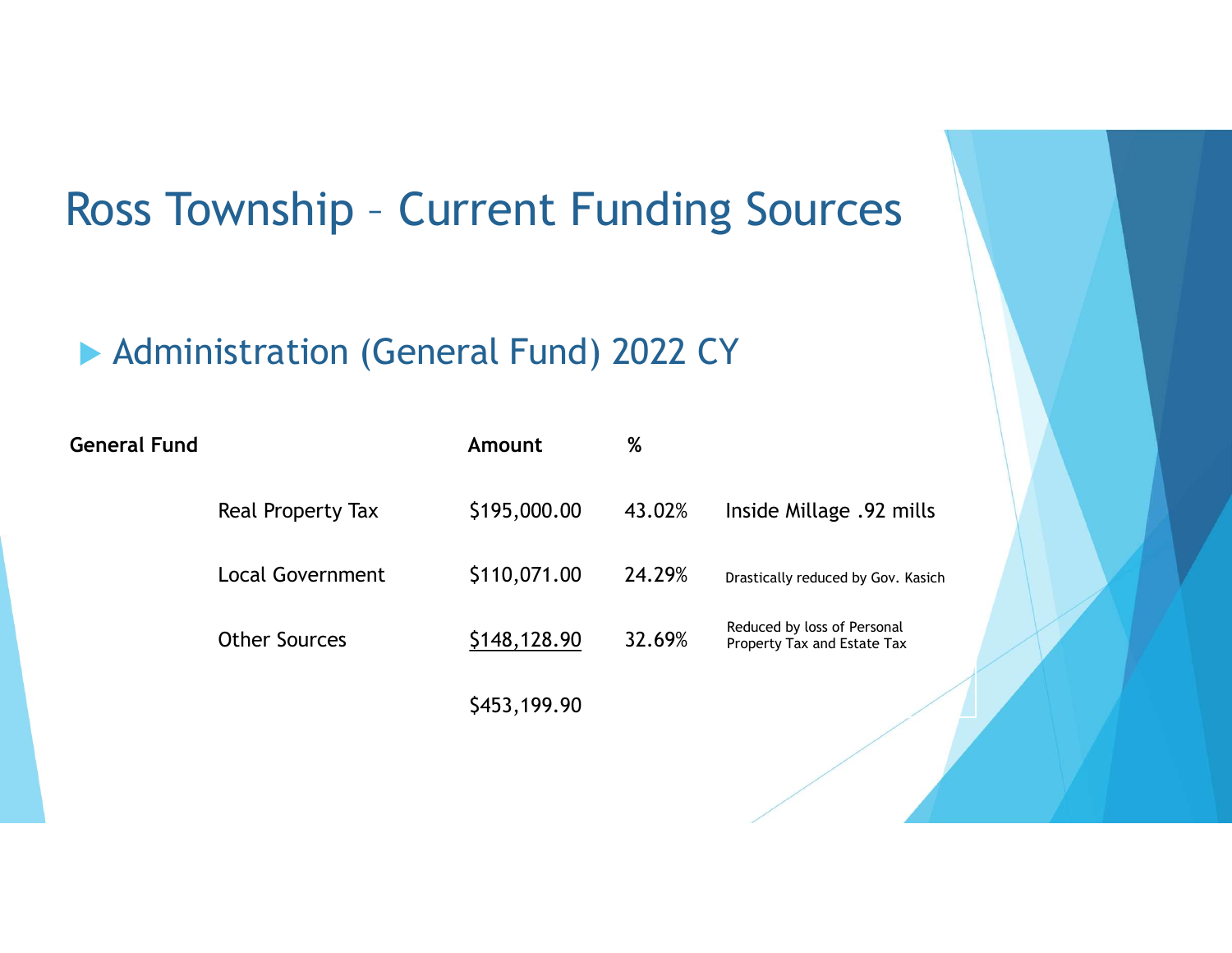# Ross Township – Current Funding Sources

- Administration (General Fund) 2022 CY

| General Fund | | Amount | % | |
|---|---|---|---|---|
| | Real Property Tax | $195,000.00 | 43.02% | Inside Millage .92 mills |
| | Local Government | $110,071.00 | 24.29% | Drastically reduced by Gov. Kasich |
| | Other Sources | $148,128.90 | 32.69% | Reduced by loss of Personal Property Tax and Estate Tax |
| | | $453,199.90 | | |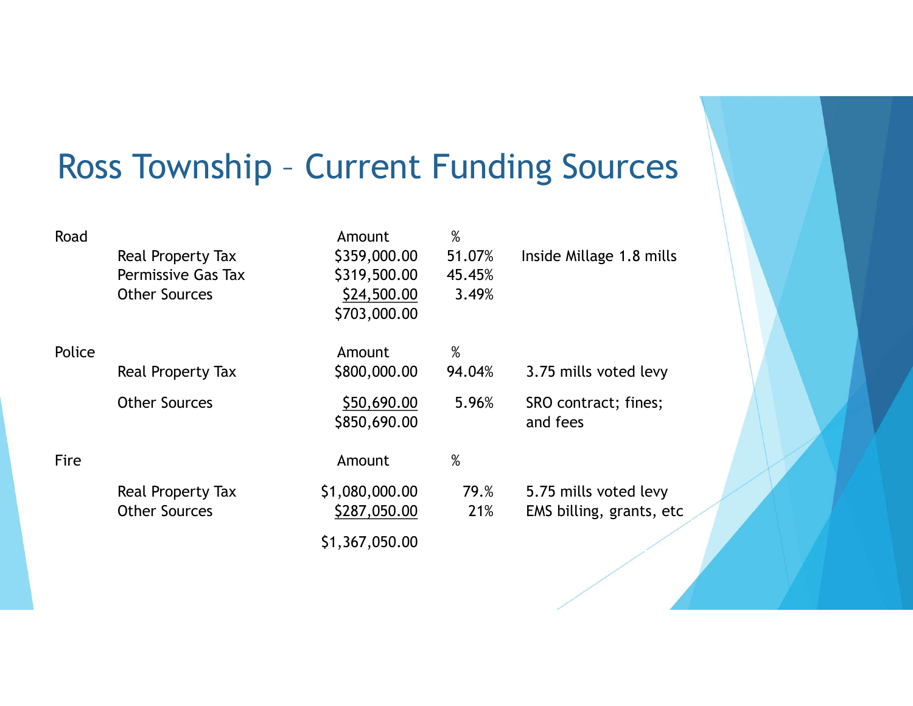# Ross Township – Current Funding Sources

| Road | | Amount | % | |
|---|---|---|---|---|
| | Real Property Tax | $359,000.00 | 51.07% | Inside Millage 1.8 mills |
| | Permissive Gas Tax | $319,500.00 | 45.45% | |
| | Other Sources | $24,500.00 | 3.49% | |
| | | $703,000.00 | | |

| Police | | Amount | % | |
|---|---|---|---|---|
| | Real Property Tax | $800,000.00 | 94.04% | 3.75 mills voted levy |
| | Other Sources | $50,690.00 | 5.96% | SRO contract; fines; and fees |
| | | $850,690.00 | | |

| Fire | | Amount | % | |
|---|---|---|---|---|
| | Real Property Tax | $1,080,000.00 | 79.% | 5.75 mills voted levy |
| | Other Sources | $287,050.00 | 21% | EMS billing, grants, etc |
| | | $1,367,050.00 | | |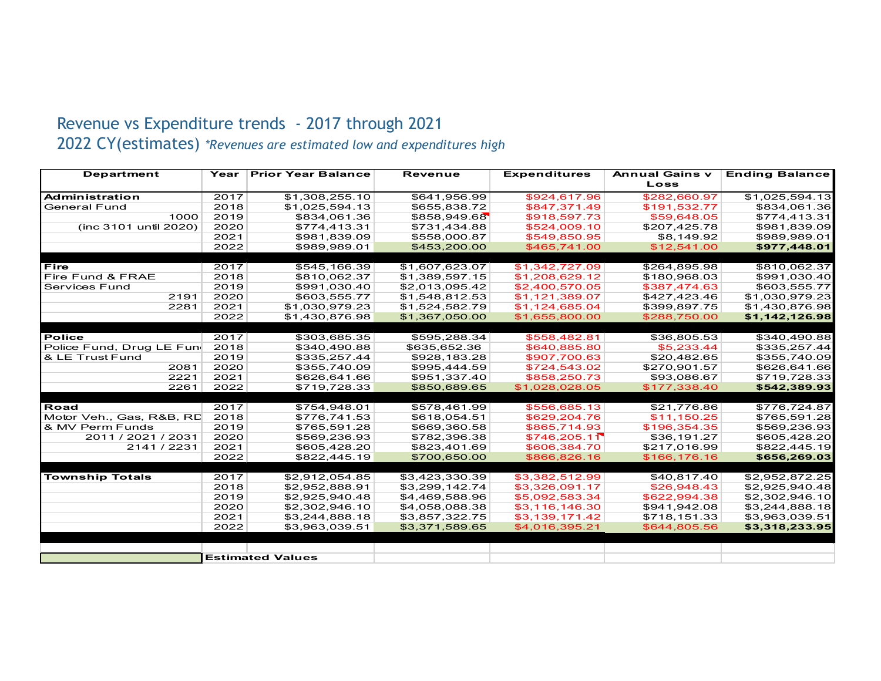# Revenue vs Expenditure trends - 2017 through 2021

## 2022 CY(estimates) *\*Revenues are estimated low and expenditures high*

| Department | Year | Prior Year Balance | Revenue | Expenditures | Annual Gains v Loss | Ending Balance |
|---|---|---|---|---|---|---|
| **Administration** | 2017 | $1,308,255.10 | $641,956.99 | $924,617.96 | $282,660.97 | $1,025,594.13 |
| General Fund | 2018 | $1,025,594.13 | $655,838.72 | $847,371.49 | $191,532.77 | $834,061.36 |
| 1000 | 2019 | $834,061.36 | $858,949.68 | $918,597.73 | $59,648.05 | $774,413.31 |
| (inc 3101 until 2020) | 2020 | $774,413.31 | $731,434.88 | $524,009.10 | $207,425.78 | $981,839.09 |
| | 2021 | $981,839.09 | $558,000.87 | $549,850.95 | $8,149.92 | $989,989.01 |
| | 2022 | $989,989.01 | $453,200.00 | $465,741.00 | $12,541.00 | **$977,448.01** |
| **Fire** | 2017 | $545,166.39 | $1,607,623.07 | $1,342,727.09 | $264,895.98 | $810,062.37 |
| Fire Fund & FRAE | 2018 | $810,062.37 | $1,389,597.15 | $1,208,629.12 | $180,968.03 | $991,030.40 |
| Services Fund | 2019 | $991,030.40 | $2,013,095.42 | $2,400,570.05 | $387,474.63 | $603,555.77 |
| 2191 | 2020 | $603,555.77 | $1,548,812.53 | $1,121,389.07 | $427,423.46 | $1,030,979.23 |
| 2281 | 2021 | $1,030,979.23 | $1,524,582.79 | $1,124,685.04 | $399,897.75 | $1,430,876.98 |
| | 2022 | $1,430,876.98 | $1,367,050.00 | $1,655,800.00 | $288,750.00 | **$1,142,126.98** |
| **Police** | 2017 | $303,685.35 | $595,288.34 | $558,482.81 | $36,805.53 | $340,490.88 |
| Police Fund, Drug LE Fun | 2018 | $340,490.88 | $635,652.36 | $640,885.80 | $5,233.44 | $335,257.44 |
| & LE Trust Fund | 2019 | $335,257.44 | $928,183.28 | $907,700.63 | $20,482.65 | $355,740.09 |
| 2081 | 2020 | $355,740.09 | $995,444.59 | $724,543.02 | $270,901.57 | $626,641.66 |
| 2221 | 2021 | $626,641.66 | $951,337.40 | $858,250.73 | $93,086.67 | $719,728.33 |
| 2261 | 2022 | $719,728.33 | $850,689.65 | $1,028,028.05 | $177,338.40 | **$542,389.93** |
| **Road** | 2017 | $754,948.01 | $578,461.99 | $556,685.13 | $21,776.86 | $776,724.87 |
| Motor Veh., Gas, R&B, RD | 2018 | $776,741.53 | $618,054.51 | $629,204.76 | $11,150.25 | $765,591.28 |
| & MV Perm Funds | 2019 | $765,591.28 | $669,360.58 | $865,714.93 | $196,354.35 | $569,236.93 |
| 2011 / 2021 / 2031 | 2020 | $569,236.93 | $782,396.38 | $746,205.11 | $36,191.27 | $605,428.20 |
| 2141 / 2231 | 2021 | $605,428.20 | $823,401.69 | $606,384.70 | $217,016.99 | $822,445.19 |
| | 2022 | $822,445.19 | $700,650.00 | $866,826.16 | $166,176.16 | **$656,269.03** |
| **Township Totals** | 2017 | $2,912,054.85 | $3,423,330.39 | $3,382,512.99 | $40,817.40 | $2,952,872.25 |
| | 2018 | $2,952,888.91 | $3,299,142.74 | $3,326,091.17 | $26,948.43 | $2,925,940.48 |
| | 2019 | $2,925,940.48 | $4,469,588.96 | $5,092,583.34 | $622,994.38 | $2,302,946.10 |
| | 2020 | $2,302,946.10 | $4,058,088.38 | $3,116,146.30 | $941,942.08 | $3,244,888.18 |
| | 2021 | $3,244,888.18 | $3,857,322.75 | $3,139,171.42 | $718,151.33 | $3,963,039.51 |
| | 2022 | $3,963,039.51 | $3,371,589.65 | $4,016,395.21 | $644,805.56 | **$3,318,233.95** |

**Estimated Values** (2022 Revenue column shaded)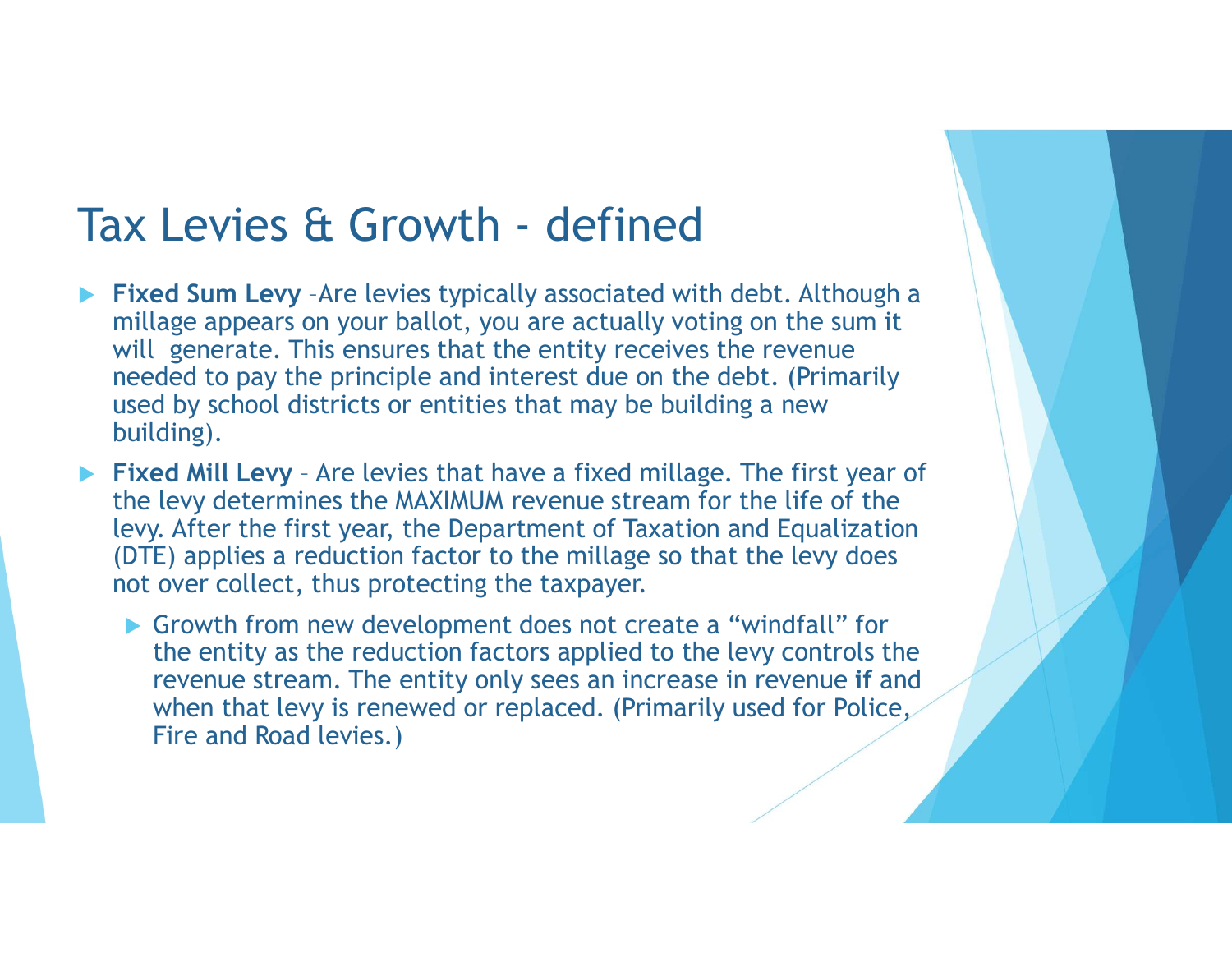# Tax Levies & Growth - defined

- **Fixed Sum Levy** –Are levies typically associated with debt. Although a millage appears on your ballot, you are actually voting on the sum it will generate. This ensures that the entity receives the revenue needed to pay the principle and interest due on the debt. (Primarily used by school districts or entities that may be building a new building).
- **Fixed Mill Levy** – Are levies that have a fixed millage. The first year of the levy determines the MAXIMUM revenue stream for the life of the levy. After the first year, the Department of Taxation and Equalization (DTE) applies a reduction factor to the millage so that the levy does not over collect, thus protecting the taxpayer.
  - Growth from new development does not create a "windfall" for the entity as the reduction factors applied to the levy controls the revenue stream. The entity only sees an increase in revenue **if** and when that levy is renewed or replaced. (Primarily used for Police, Fire and Road levies.)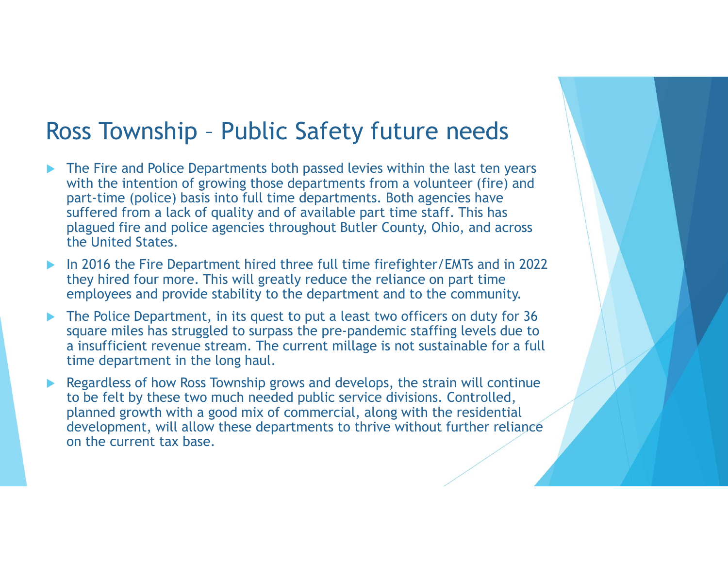# Ross Township – Public Safety future needs

- The Fire and Police Departments both passed levies within the last ten years with the intention of growing those departments from a volunteer (fire) and part-time (police) basis into full time departments. Both agencies have suffered from a lack of quality and of available part time staff. This has plagued fire and police agencies throughout Butler County, Ohio, and across the United States.
- In 2016 the Fire Department hired three full time firefighter/EMTs and in 2022 they hired four more. This will greatly reduce the reliance on part time employees and provide stability to the department and to the community.
- The Police Department, in its quest to put a least two officers on duty for 36 square miles has struggled to surpass the pre-pandemic staffing levels due to a insufficient revenue stream. The current millage is not sustainable for a full time department in the long haul.
- Regardless of how Ross Township grows and develops, the strain will continue to be felt by these two much needed public service divisions. Controlled, planned growth with a good mix of commercial, along with the residential development, will allow these departments to thrive without further reliance on the current tax base.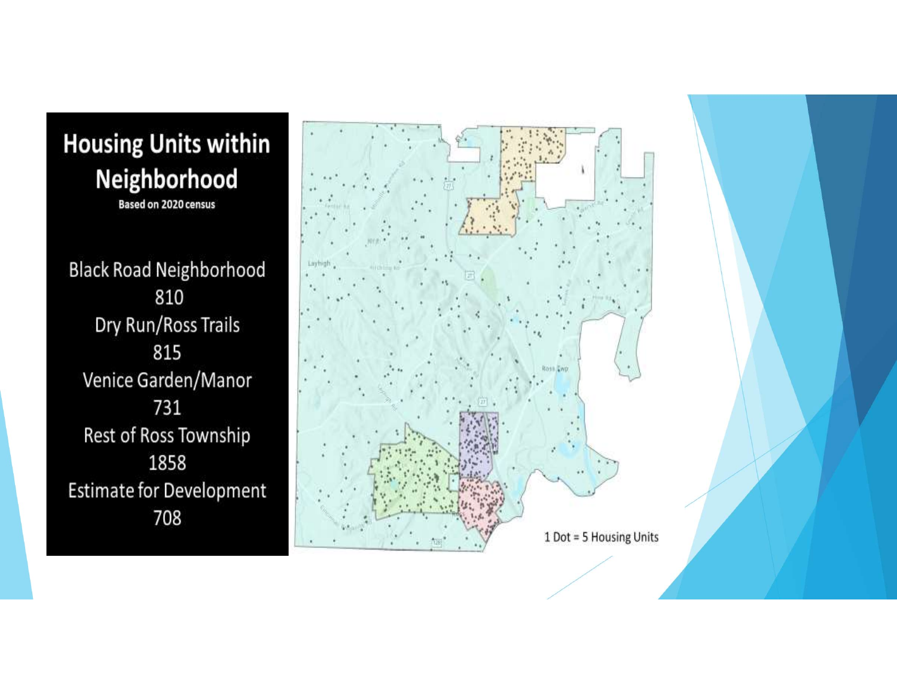# Housing Units within Neighborhood

**Based on 2020 census**

Black Road Neighborhood
810

Dry Run/Ross Trails
815

Venice Garden/Manor
731

Rest of Ross Township
1858

Estimate for Development
708

1 Dot = 5 Housing Units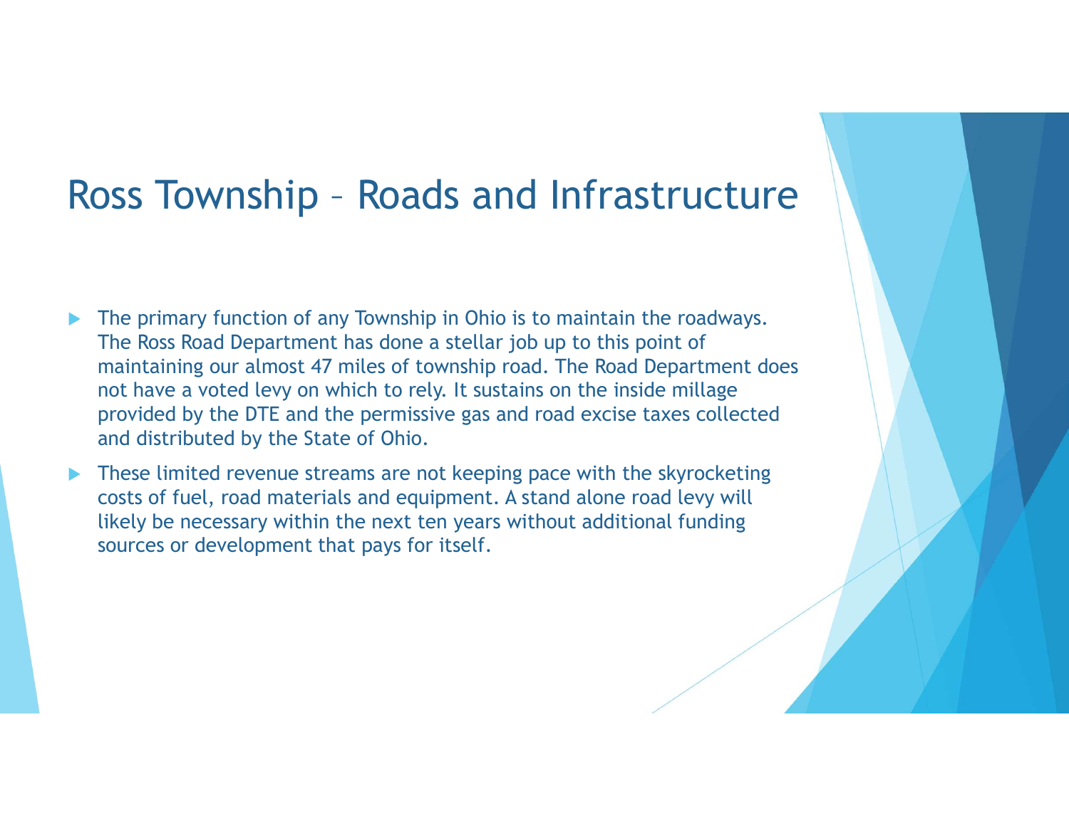# Ross Township – Roads and Infrastructure

- The primary function of any Township in Ohio is to maintain the roadways. The Ross Road Department has done a stellar job up to this point of maintaining our almost 47 miles of township road. The Road Department does not have a voted levy on which to rely. It sustains on the inside millage provided by the DTE and the permissive gas and road excise taxes collected and distributed by the State of Ohio.
- These limited revenue streams are not keeping pace with the skyrocketing costs of fuel, road materials and equipment. A stand alone road levy will likely be necessary within the next ten years without additional funding sources or development that pays for itself.